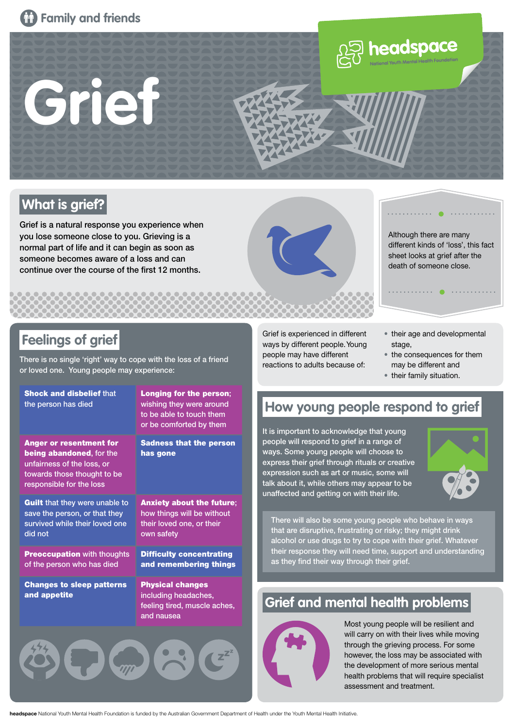Family and friends

# Grief

headspace
National Youth Mental Health Foundation

## What is grief?

Grief is a natural response you experience when you lose someone close to you. Grieving is a normal part of life and it can begin as soon as someone becomes aware of a loss and can continue over the course of the first 12 months.

Although there are many different kinds of 'loss', this fact sheet looks at grief after the death of someone close.

## Feelings of grief

There is no single 'right' way to cope with the loss of a friend or loved one. Young people may experience:

| | |
|---|---|
| **Shock and disbelief** that the person has died | **Longing for the person**; wishing they were around to be able to touch them or be comforted by them |
| **Anger or resentment for being abandoned**, for the unfairness of the loss, or towards those thought to be responsible for the loss | **Sadness that the person has gone** |
| **Guilt** that they were unable to save the person, or that they survived while their loved one did not | **Anxiety about the future**; how things will be without their loved one, or their own safety |
| **Preoccupation** with thoughts of the person who has died | **Difficulty concentrating and remembering things** |
| **Changes to sleep patterns and appetite** | **Physical changes** including headaches, feeling tired, muscle aches, and nausea |

Grief is experienced in different ways by different people. Young people may have different reactions to adults because of:

- their age and developmental stage,
- the consequences for them may be different and
- their family situation.

## How young people respond to grief

It is important to acknowledge that young people will respond to grief in a range of ways. Some young people will choose to express their grief through rituals or creative expression such as art or music, some will talk about it, while others may appear to be unaffected and getting on with their life.

There will also be some young people who behave in ways that are disruptive, frustrating or risky; they might drink alcohol or use drugs to try to cope with their grief. Whatever their response they will need time, support and understanding as they find their way through their grief.

## Grief and mental health problems

Most young people will be resilient and will carry on with their lives while moving through the grieving process. For some however, the loss may be associated with the development of more serious mental health problems that will require specialist assessment and treatment.

**headspace** National Youth Mental Health Foundation is funded by the Australian Government Department of Health under the Youth Mental Health Initiative.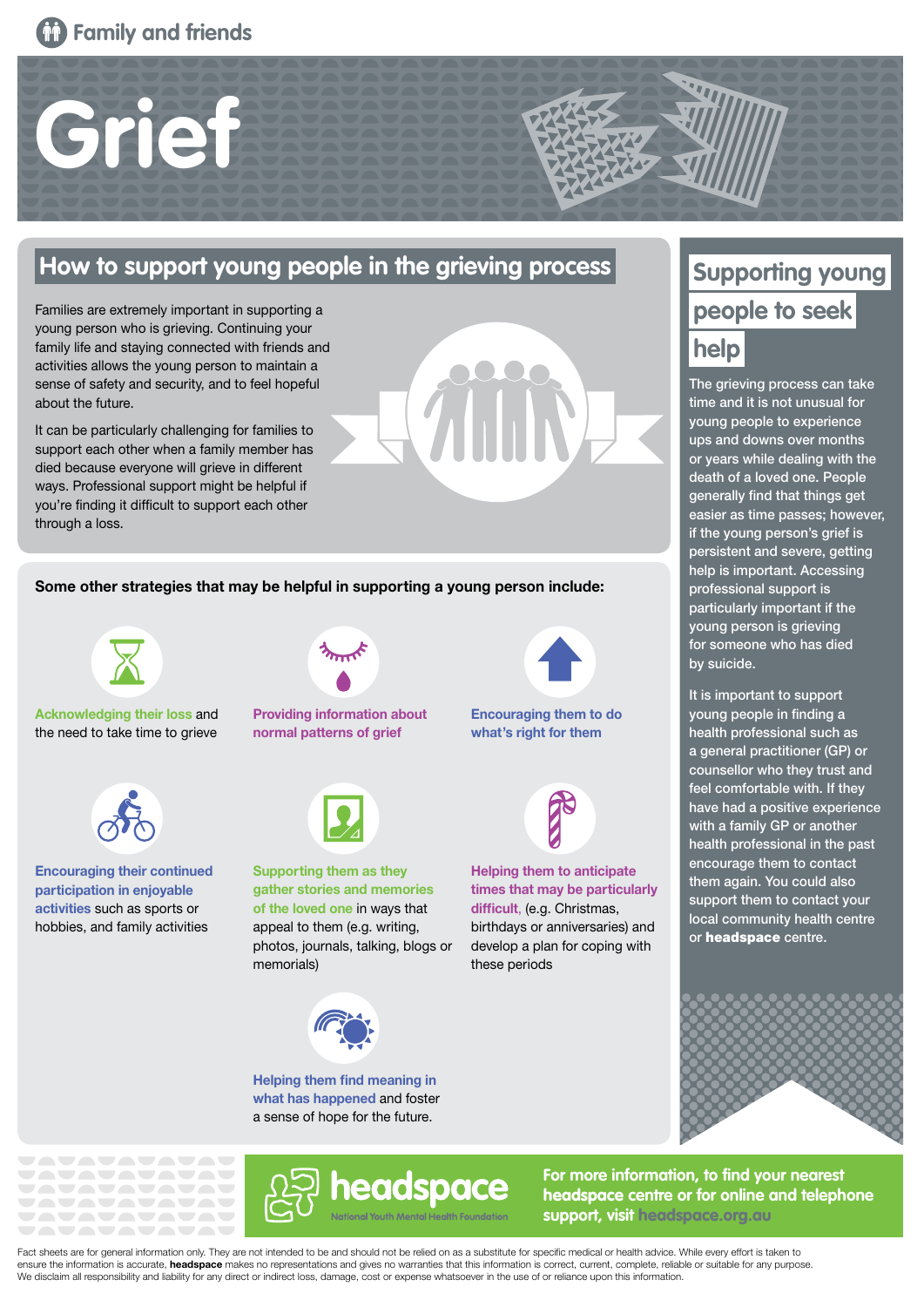Family and friends

# Grief

## How to support young people in the grieving process

Families are extremely important in supporting a young person who is grieving. Continuing your family life and staying connected with friends and activities allows the young person to maintain a sense of safety and security, and to feel hopeful about the future.

It can be particularly challenging for families to support each other when a family member has died because everyone will grieve in different ways. Professional support might be helpful if you're finding it difficult to support each other through a loss.

**Some other strategies that may be helpful in supporting a young person include:**

- **Acknowledging their loss** and the need to take time to grieve
- **Providing information about normal patterns of grief**
- **Encouraging them to do what's right for them**
- **Encouraging their continued participation in enjoyable activities** such as sports or hobbies, and family activities
- **Supporting them as they gather stories and memories of the loved one** in ways that appeal to them (e.g. writing, photos, journals, talking, blogs or memorials)
- **Helping them to anticipate times that may be particularly difficult,** (e.g. Christmas, birthdays or anniversaries) and develop a plan for coping with these periods
- **Helping them find meaning in what has happened** and foster a sense of hope for the future.

## Supporting young people to seek help

The grieving process can take time and it is not unusual for young people to experience ups and downs over months or years while dealing with the death of a loved one. People generally find that things get easier as time passes; however, if the young person's grief is persistent and severe, getting help is important. Accessing professional support is particularly important if the young person is grieving for someone who has died by suicide.

It is important to support young people in finding a health professional such as a general practitioner (GP) or counsellor who they trust and feel comfortable with. If they have had a positive experience with a family GP or another health professional in the past encourage them to contact them again. You could also support them to contact your local community health centre or **headspace** centre.

**headspace** National Youth Mental Health Foundation

**For more information, to find your nearest headspace centre or for online and telephone support, visit headspace.org.au**

Fact sheets are for general information only. They are not intended to be and should not be relied on as a substitute for specific medical or health advice. While every effort is taken to ensure the information is accurate, **headspace** makes no representations and gives no warranties that this information is correct, current, complete, reliable or suitable for any purpose. We disclaim all responsibility and liability for any direct or indirect loss, damage, cost or expense whatsoever in the use of or reliance upon this information.